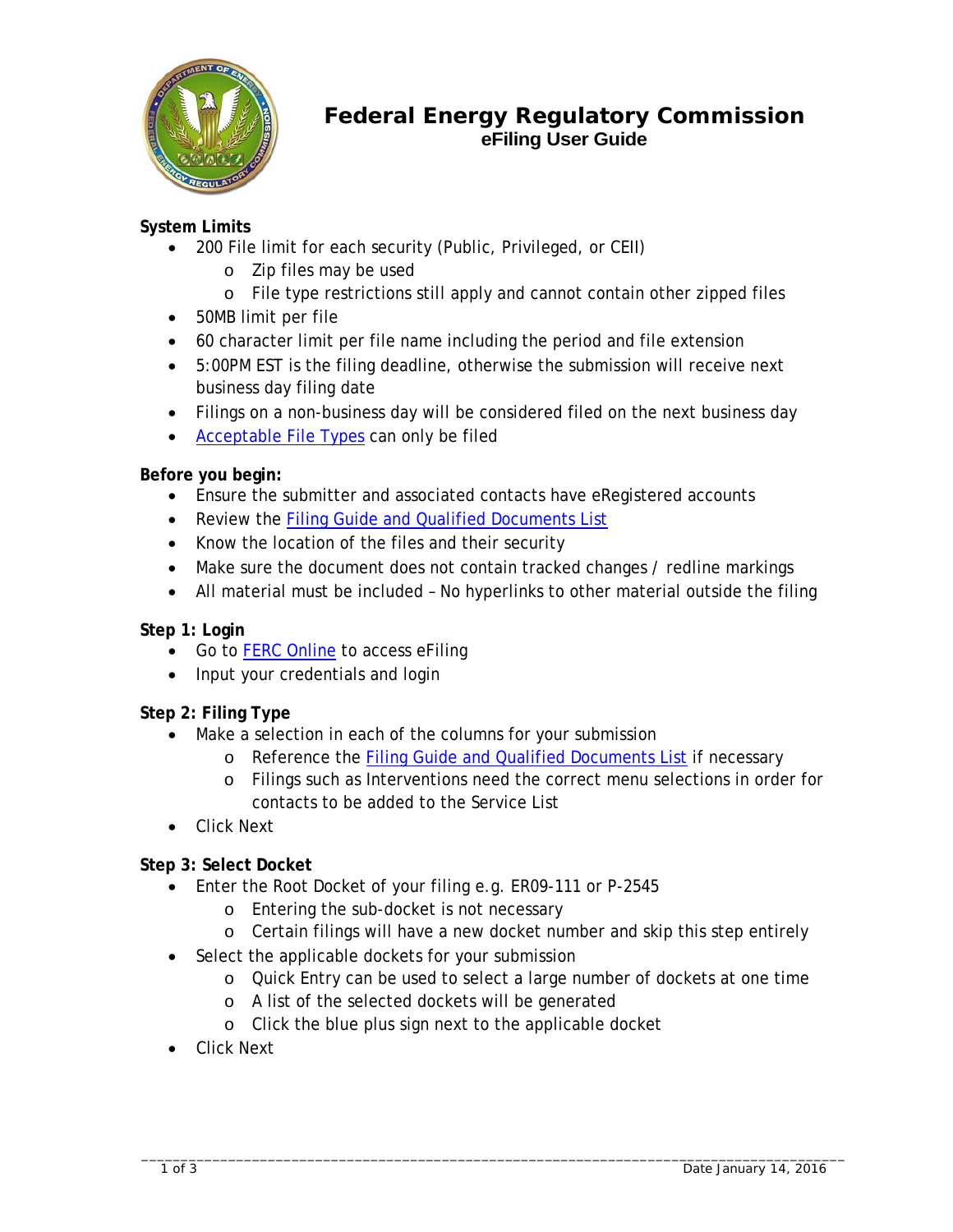# Federal Energy Regulatory Commission
## eFiling User Guide

**System Limits**

- 200 File limit for each security (Public, Privileged, or CEII)
  - Zip files may be used
  - File type restrictions still apply and cannot contain other zipped files
- 50MB limit per file
- 60 character limit per file name including the period and file extension
- 5:00PM EST is the filing deadline, otherwise the submission will receive next business day filing date
- Filings on a non-business day will be considered filed on the next business day
- Acceptable File Types can only be filed

**Before you begin:**

- Ensure the submitter and associated contacts have eRegistered accounts
- Review the Filing Guide and Qualified Documents List
- Know the location of the files and their security
- Make sure the document does not contain tracked changes / redline markings
- All material must be included – No hyperlinks to other material outside the filing

**Step 1: Login**

- Go to FERC Online to access eFiling
- Input your credentials and login

**Step 2: Filing Type**

- Make a selection in each of the columns for your submission
  - Reference the Filing Guide and Qualified Documents List if necessary
  - Filings such as Interventions need the correct menu selections in order for contacts to be added to the Service List
- Click Next

**Step 3: Select Docket**

- Enter the Root Docket of your filing e.g. ER09-111 or P-2545
  - Entering the sub-docket is not necessary
  - Certain filings will have a new docket number and skip this step entirely
- Select the applicable dockets for your submission
  - Quick Entry can be used to select a large number of dockets at one time
  - A list of the selected dockets will be generated
  - Click the blue plus sign next to the applicable docket
- Click Next

Date January 14, 2016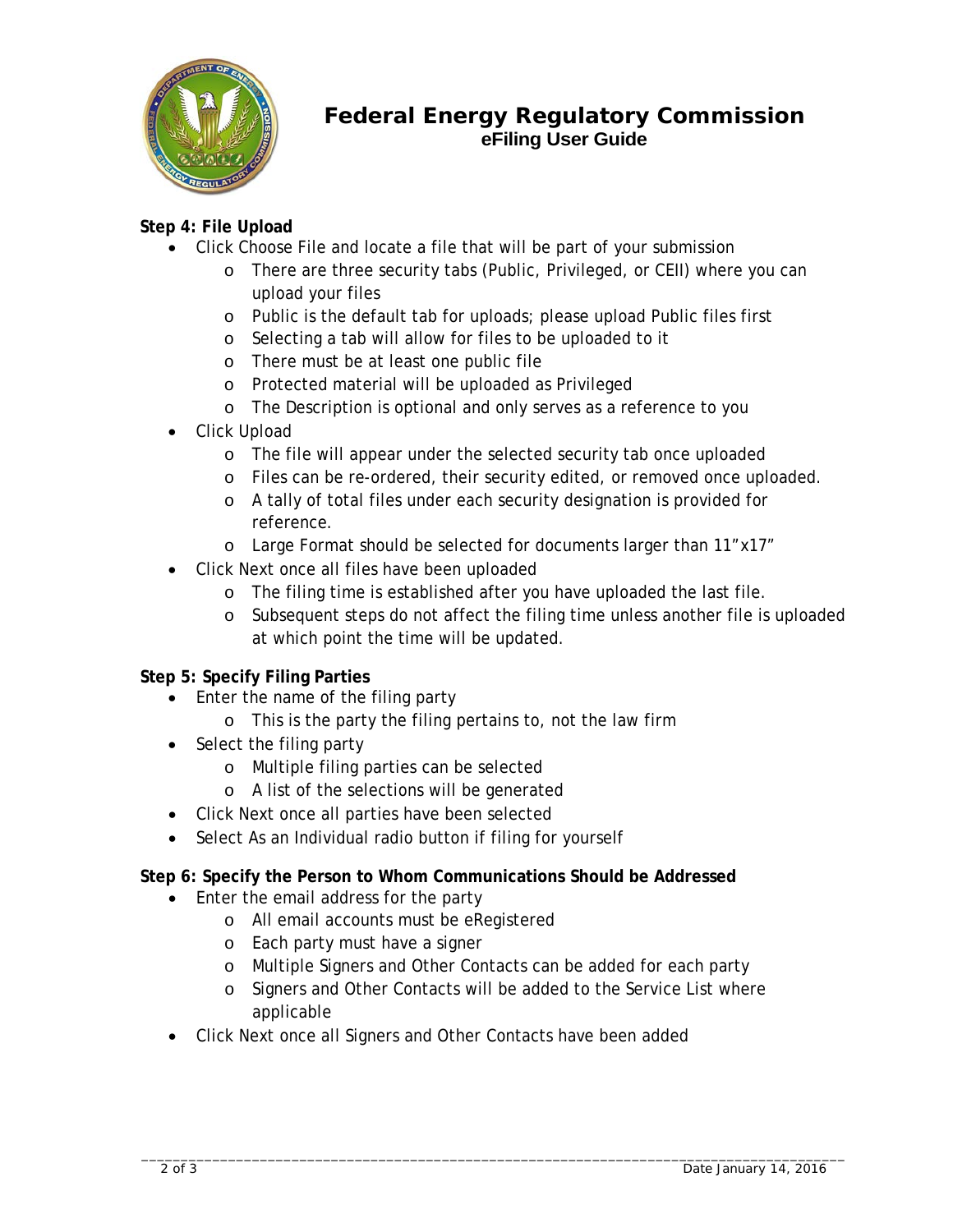**Step 4: File Upload**

- Click Choose File and locate a file that will be part of your submission
  - There are three security tabs (Public, Privileged, or CEII) where you can upload your files
  - Public is the default tab for uploads; please upload Public files first
  - Selecting a tab will allow for files to be uploaded to it
  - There must be at least one public file
  - Protected material will be uploaded as Privileged
  - The Description is optional and only serves as a reference to you
- Click Upload
  - The file will appear under the selected security tab once uploaded
  - Files can be re-ordered, their security edited, or removed once uploaded.
  - A tally of total files under each security designation is provided for reference.
  - Large Format should be selected for documents larger than 11"x17"
- Click Next once all files have been uploaded
  - The filing time is established after you have uploaded the last file.
  - Subsequent steps do not affect the filing time unless another file is uploaded at which point the time will be updated.

**Step 5: Specify Filing Parties**

- Enter the name of the filing party
  - This is the party the filing pertains to, not the law firm
- Select the filing party
  - Multiple filing parties can be selected
  - A list of the selections will be generated
- Click Next once all parties have been selected
- Select As an Individual radio button if filing for yourself

**Step 6: Specify the Person to Whom Communications Should be Addressed**

- Enter the email address for the party
  - All email accounts must be eRegistered
  - Each party must have a signer
  - Multiple Signers and Other Contacts can be added for each party
  - Signers and Other Contacts will be added to the Service List where applicable
- Click Next once all Signers and Other Contacts have been added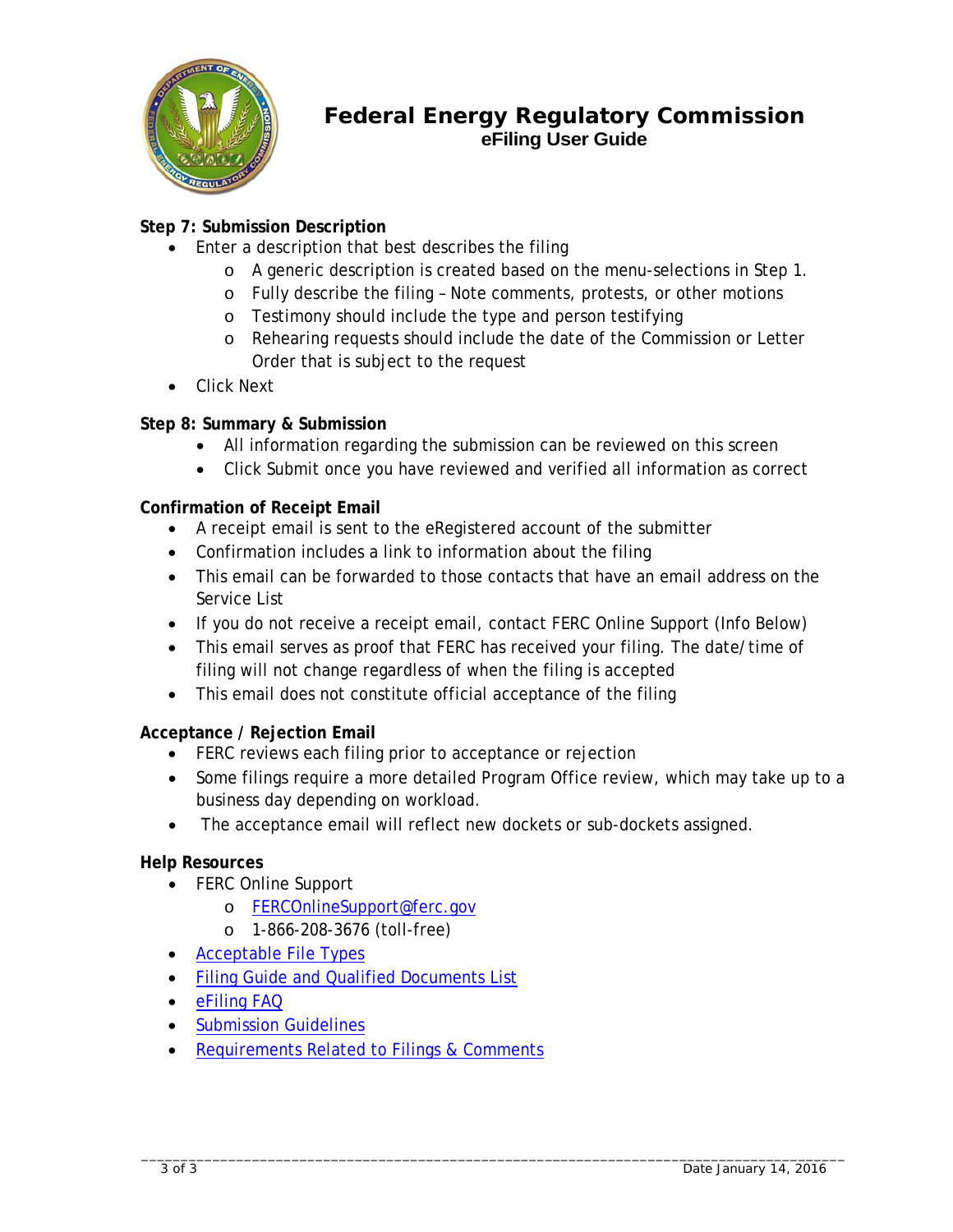# Federal Energy Regulatory Commission

## eFiling User Guide

**Step 7: Submission Description**

- Enter a description that best describes the filing
  - A generic description is created based on the menu-selections in Step 1.
  - Fully describe the filing – Note comments, protests, or other motions
  - Testimony should include the type and person testifying
  - Rehearing requests should include the date of the Commission or Letter Order that is subject to the request
- Click Next

**Step 8: Summary & Submission**

- All information regarding the submission can be reviewed on this screen
- Click Submit once you have reviewed and verified all information as correct

**Confirmation of Receipt Email**

- A receipt email is sent to the eRegistered account of the submitter
- Confirmation includes a link to information about the filing
- This email can be forwarded to those contacts that have an email address on the Service List
- If you do not receive a receipt email, contact FERC Online Support (Info Below)
- This email serves as proof that FERC has received your filing. The date/time of filing will not change regardless of when the filing is accepted
- This email does not constitute official acceptance of the filing

**Acceptance / Rejection Email**

- FERC reviews each filing prior to acceptance or rejection
- Some filings require a more detailed Program Office review, which may take up to a business day depending on workload.
- The acceptance email will reflect new dockets or sub-dockets assigned.

**Help Resources**

- FERC Online Support
  - FERCOnlineSupport@ferc.gov
  - 1-866-208-3676 (toll-free)
- Acceptable File Types
- Filing Guide and Qualified Documents List
- eFiling FAQ
- Submission Guidelines
- Requirements Related to Filings & Comments

Date January 14, 2016